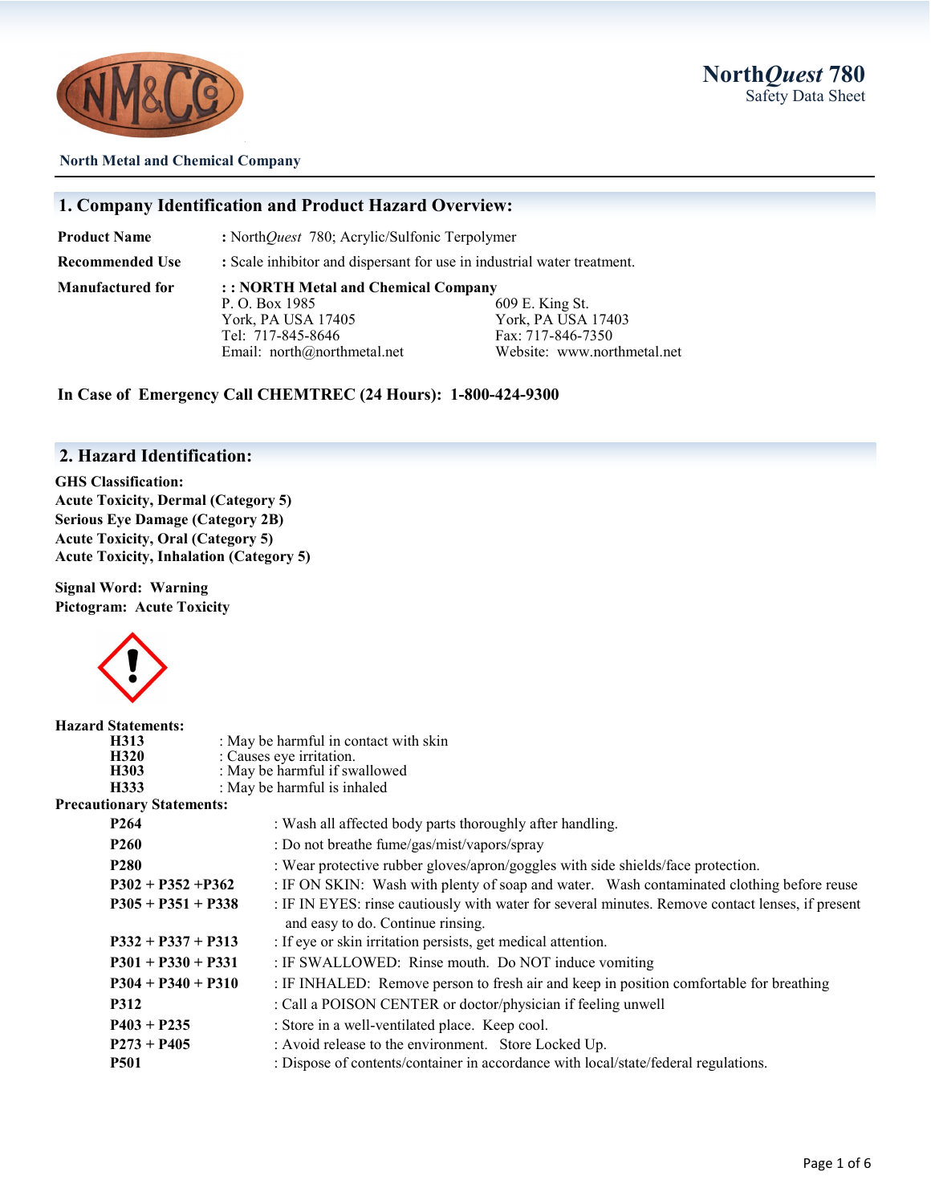**North Metal and Chemical Company**

# North*Quest* 780
Safety Data Sheet

## 1. Company Identification and Product Hazard Overview:

| | |
|---|---|
| **Product Name** | **:** North*Quest* 780; Acrylic/Sulfonic Terpolymer |
| **Recommended Use** | **:** Scale inhibitor and dispersant for use in industrial water treatment. |
| **Manufactured for** | **: : NORTH Metal and Chemical Company** |

P. O. Box 1985
York, PA USA 17405
Tel: 717-845-8646
Email: north@northmetal.net

609 E. King St.
York, PA USA 17403
Fax: 717-846-7350
Website: www.northmetal.net

**In Case of Emergency Call CHEMTREC (24 Hours): 1-800-424-9300**

## 2. Hazard Identification:

**GHS Classification:**
**Acute Toxicity, Dermal (Category 5)**
**Serious Eye Damage (Category 2B)**
**Acute Toxicity, Oral (Category 5)**
**Acute Toxicity, Inhalation (Category 5)**

**Signal Word: Warning**
**Pictogram: Acute Toxicity**

**Hazard Statements:**

| | |
|---|---|
| **H313** | : May be harmful in contact with skin |
| **H320** | : Causes eye irritation. |
| **H303** | : May be harmful if swallowed |
| **H333** | : May be harmful is inhaled |

**Precautionary Statements:**

| | |
|---|---|
| **P264** | : Wash all affected body parts thoroughly after handling. |
| **P260** | : Do not breathe fume/gas/mist/vapors/spray |
| **P280** | : Wear protective rubber gloves/apron/goggles with side shields/face protection. |
| **P302 + P352 +P362** | : IF ON SKIN: Wash with plenty of soap and water. Wash contaminated clothing before reuse |
| **P305 + P351 + P338** | : IF IN EYES: rinse cautiously with water for several minutes. Remove contact lenses, if present and easy to do. Continue rinsing. |
| **P332 + P337 + P313** | : If eye or skin irritation persists, get medical attention. |
| **P301 + P330 + P331** | : IF SWALLOWED: Rinse mouth. Do NOT induce vomiting |
| **P304 + P340 + P310** | : IF INHALED: Remove person to fresh air and keep in position comfortable for breathing |
| **P312** | : Call a POISON CENTER or doctor/physician if feeling unwell |
| **P403 + P235** | : Store in a well-ventilated place. Keep cool. |
| **P273 + P405** | : Avoid release to the environment. Store Locked Up. |
| **P501** | : Dispose of contents/container in accordance with local/state/federal regulations. |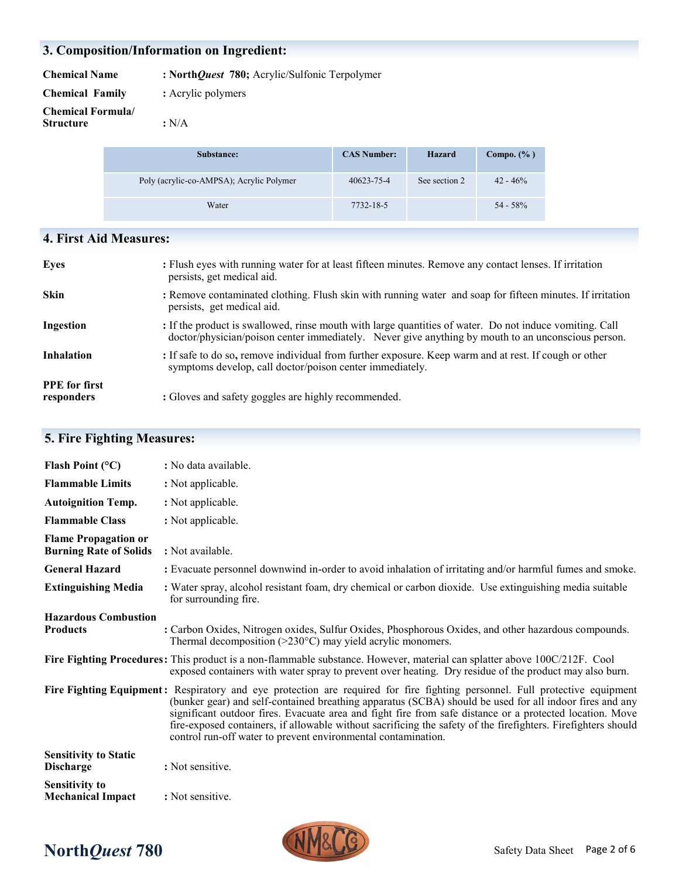## 3. Composition/Information on Ingredient:

**Chemical Name** : **North*Quest* 780;** Acrylic/Sulfonic Terpolymer

**Chemical Family** : Acrylic polymers

**Chemical Formula/ Structure** : N/A

| Substance: | CAS Number: | Hazard | Compo. (%) |
|---|---|---|---|
| Poly (acrylic-co-AMPSA); Acrylic Polymer | 40623-75-4 | See section 2 | 42 - 46% |
| Water | 7732-18-5 | | 54 - 58% |

## 4. First Aid Measures:

**Eyes** : Flush eyes with running water for at least fifteen minutes. Remove any contact lenses. If irritation persists, get medical aid.

**Skin** : Remove contaminated clothing. Flush skin with running water and soap for fifteen minutes. If irritation persists, get medical aid.

**Ingestion** : If the product is swallowed, rinse mouth with large quantities of water. Do not induce vomiting. Call doctor/physician/poison center immediately. Never give anything by mouth to an unconscious person.

**Inhalation** : If safe to do so**,** remove individual from further exposure. Keep warm and at rest. If cough or other symptoms develop, call doctor/poison center immediately.

**PPE for first responders** : Gloves and safety goggles are highly recommended.

## 5. Fire Fighting Measures:

**Flash Point (°C)** : No data available.

**Flammable Limits** : Not applicable.

**Autoignition Temp.** : Not applicable.

**Flammable Class** : Not applicable.

**Flame Propagation or Burning Rate of Solids** : Not available.

**General Hazard** : Evacuate personnel downwind in-order to avoid inhalation of irritating and/or harmful fumes and smoke.

**Extinguishing Media** : Water spray, alcohol resistant foam, dry chemical or carbon dioxide. Use extinguishing media suitable for surrounding fire.

**Hazardous Combustion Products** : Carbon Oxides, Nitrogen oxides, Sulfur Oxides, Phosphorous Oxides, and other hazardous compounds. Thermal decomposition (>230°C) may yield acrylic monomers.

**Fire Fighting Procedures:** This product is a non-flammable substance. However, material can splatter above 100C/212F. Cool exposed containers with water spray to prevent over heating. Dry residue of the product may also burn.

**Fire Fighting Equipment:** Respiratory and eye protection are required for fire fighting personnel. Full protective equipment (bunker gear) and self-contained breathing apparatus (SCBA) should be used for all indoor fires and any significant outdoor fires. Evacuate area and fight fire from safe distance or a protected location. Move fire-exposed containers, if allowable without sacrificing the safety of the firefighters. Firefighters should control run-off water to prevent environmental contamination.

**Sensitivity to Static Discharge** : Not sensitive.

**Sensitivity to Mechanical Impact** : Not sensitive.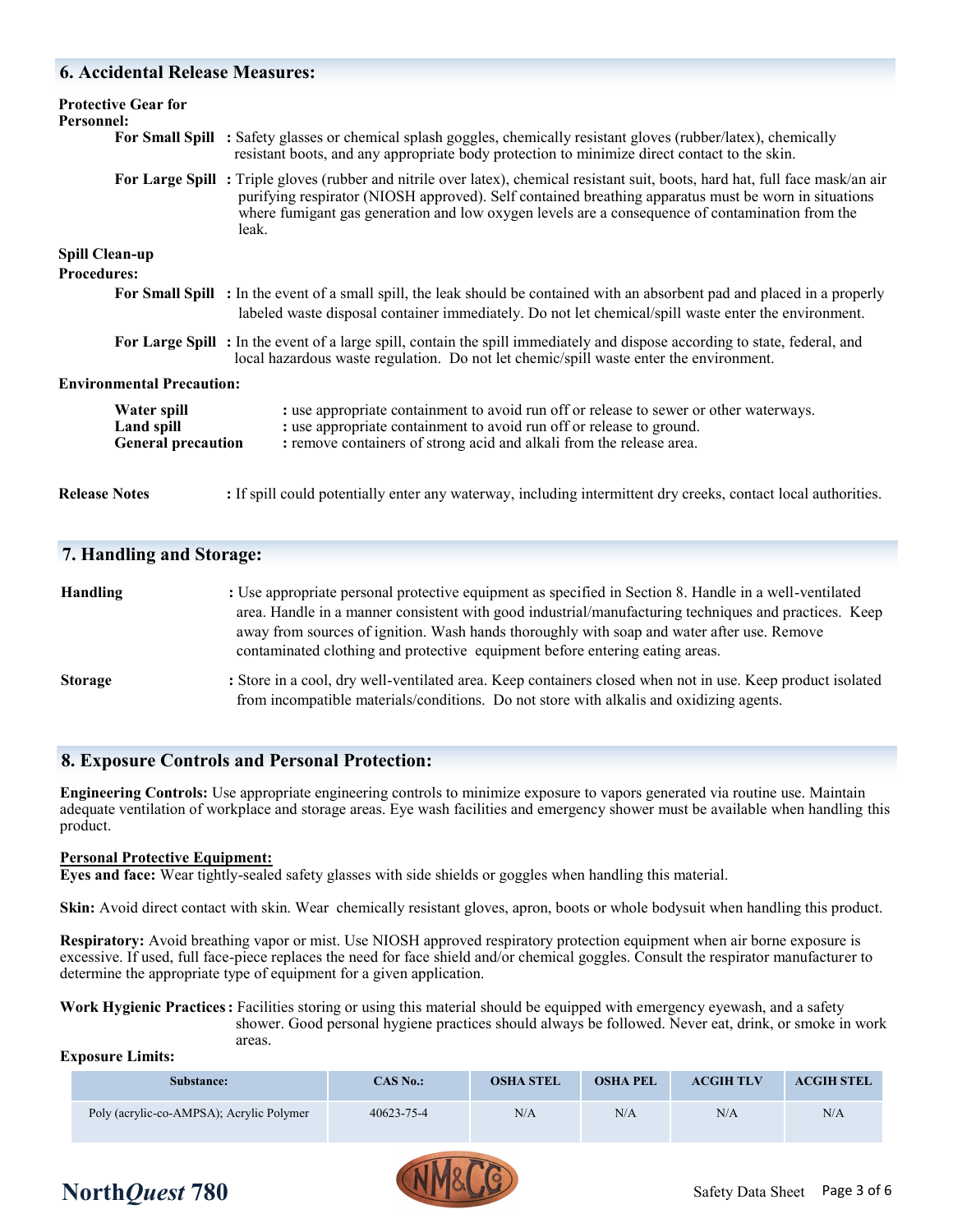## 6. Accidental Release Measures:

**Protective Gear for Personnel:**

**For Small Spill** : Safety glasses or chemical splash goggles, chemically resistant gloves (rubber/latex), chemically resistant boots, and any appropriate body protection to minimize direct contact to the skin.

**For Large Spill** : Triple gloves (rubber and nitrile over latex), chemical resistant suit, boots, hard hat, full face mask/an air purifying respirator (NIOSH approved). Self contained breathing apparatus must be worn in situations where fumigant gas generation and low oxygen levels are a consequence of contamination from the leak.

**Spill Clean-up Procedures:**

**For Small Spill** : In the event of a small spill, the leak should be contained with an absorbent pad and placed in a properly labeled waste disposal container immediately. Do not let chemical/spill waste enter the environment.

**For Large Spill** : In the event of a large spill, contain the spill immediately and dispose according to state, federal, and local hazardous waste regulation. Do not let chemic/spill waste enter the environment.

**Environmental Precaution:**

**Water spill** : use appropriate containment to avoid run off or release to sewer or other waterways.
**Land spill** : use appropriate containment to avoid run off or release to ground.
**General precaution** : remove containers of strong acid and alkali from the release area.

**Release Notes** : If spill could potentially enter any waterway, including intermittent dry creeks, contact local authorities.

## 7. Handling and Storage:

**Handling** : Use appropriate personal protective equipment as specified in Section 8. Handle in a well-ventilated area. Handle in a manner consistent with good industrial/manufacturing techniques and practices. Keep away from sources of ignition. Wash hands thoroughly with soap and water after use. Remove contaminated clothing and protective equipment before entering eating areas.

**Storage** : Store in a cool, dry well-ventilated area. Keep containers closed when not in use. Keep product isolated from incompatible materials/conditions. Do not store with alkalis and oxidizing agents.

## 8. Exposure Controls and Personal Protection:

**Engineering Controls:** Use appropriate engineering controls to minimize exposure to vapors generated via routine use. Maintain adequate ventilation of workplace and storage areas. Eye wash facilities and emergency shower must be available when handling this product.

**Personal Protective Equipment:**

**Eyes and face:** Wear tightly-sealed safety glasses with side shields or goggles when handling this material.

**Skin:** Avoid direct contact with skin. Wear chemically resistant gloves, apron, boots or whole bodysuit when handling this product.

**Respiratory:** Avoid breathing vapor or mist. Use NIOSH approved respiratory protection equipment when air borne exposure is excessive. If used, full face-piece replaces the need for face shield and/or chemical goggles. Consult the respirator manufacturer to determine the appropriate type of equipment for a given application.

**Work Hygienic Practices :** Facilities storing or using this material should be equipped with emergency eyewash, and a safety shower. Good personal hygiene practices should always be followed. Never eat, drink, or smoke in work areas.

**Exposure Limits:**

| Substance: | CAS No.: | OSHA STEL | OSHA PEL | ACGIH TLV | ACGIH STEL |
|---|---|---|---|---|---|
| Poly (acrylic-co-AMPSA); Acrylic Polymer | 40623-75-4 | N/A | N/A | N/A | N/A |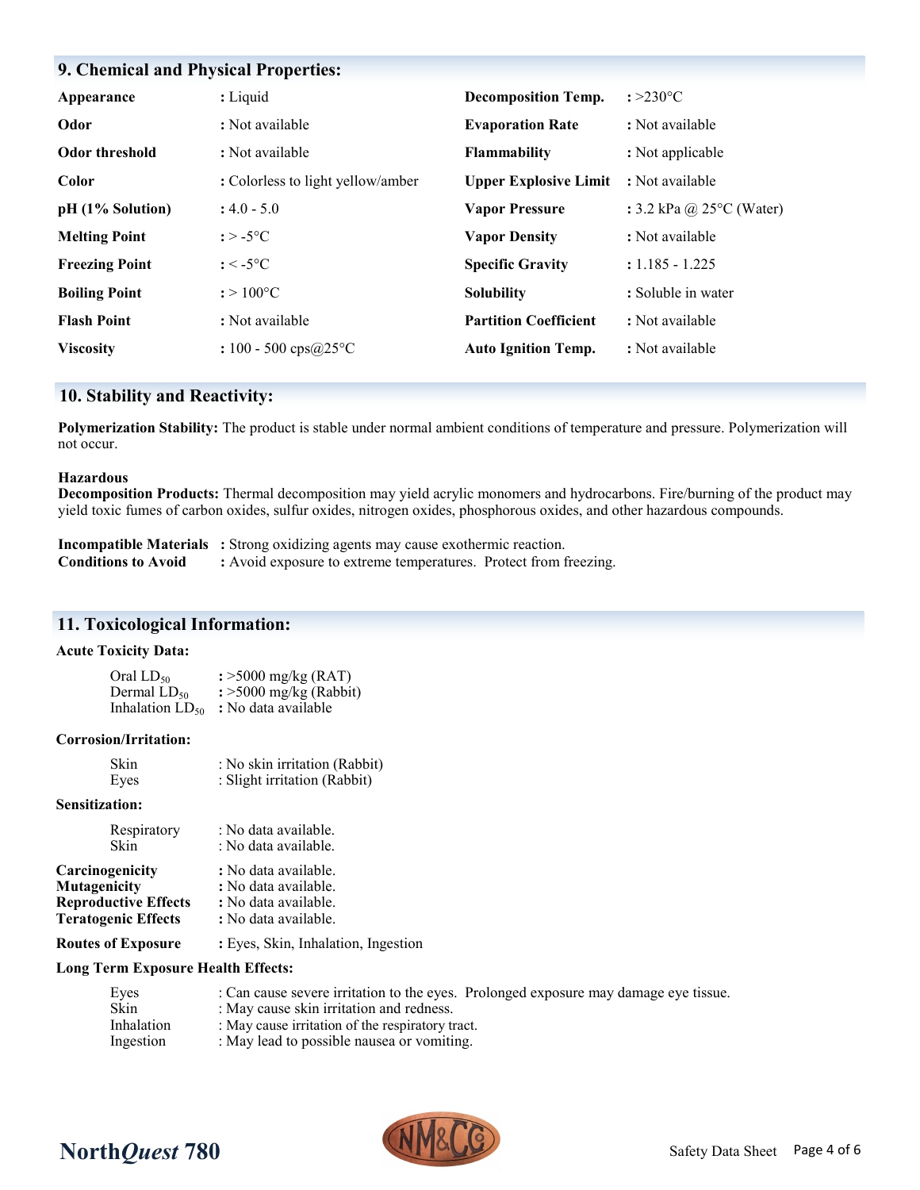## 9. Chemical and Physical Properties:

| Property | Value | Property | Value |
|---|---|---|---|
| **Appearance** | : Liquid | **Decomposition Temp.** | : >230°C |
| **Odor** | : Not available | **Evaporation Rate** | : Not available |
| **Odor threshold** | : Not available | **Flammability** | : Not applicable |
| **Color** | : Colorless to light yellow/amber | **Upper Explosive Limit** | : Not available |
| **pH (1% Solution)** | : 4.0 - 5.0 | **Vapor Pressure** | : 3.2 kPa @ 25°C (Water) |
| **Melting Point** | : > -5°C | **Vapor Density** | : Not available |
| **Freezing Point** | : < -5°C | **Specific Gravity** | : 1.185 - 1.225 |
| **Boiling Point** | : > 100°C | **Solubility** | : Soluble in water |
| **Flash Point** | : Not available | **Partition Coefficient** | : Not available |
| **Viscosity** | : 100 - 500 cps@25°C | **Auto Ignition Temp.** | : Not available |

## 10. Stability and Reactivity:

**Polymerization Stability:** The product is stable under normal ambient conditions of temperature and pressure. Polymerization will not occur.

**Hazardous Decomposition Products:** Thermal decomposition may yield acrylic monomers and hydrocarbons. Fire/burning of the product may yield toxic fumes of carbon oxides, sulfur oxides, nitrogen oxides, phosphorous oxides, and other hazardous compounds.

**Incompatible Materials** : Strong oxidizing agents may cause exothermic reaction.
**Conditions to Avoid** : Avoid exposure to extreme temperatures. Protect from freezing.

## 11. Toxicological Information:

**Acute Toxicity Data:**

- Oral $LD_{50}$ : >5000 mg/kg (RAT)
- Dermal $LD_{50}$ : >5000 mg/kg (Rabbit)
- Inhalation $LD_{50}$ : No data available

**Corrosion/Irritation:**

- Skin : No skin irritation (Rabbit)
- Eyes : Slight irritation (Rabbit)

**Sensitization:**

- Respiratory : No data available.
- Skin : No data available.

**Carcinogenicity** : No data available.
**Mutagenicity** : No data available.
**Reproductive Effects** : No data available.
**Teratogenic Effects** : No data available.

**Routes of Exposure** : Eyes, Skin, Inhalation, Ingestion

**Long Term Exposure Health Effects:**

- Eyes : Can cause severe irritation to the eyes. Prolonged exposure may damage eye tissue.
- Skin : May cause skin irritation and redness.
- Inhalation : May cause irritation of the respiratory tract.
- Ingestion : May lead to possible nausea or vomiting.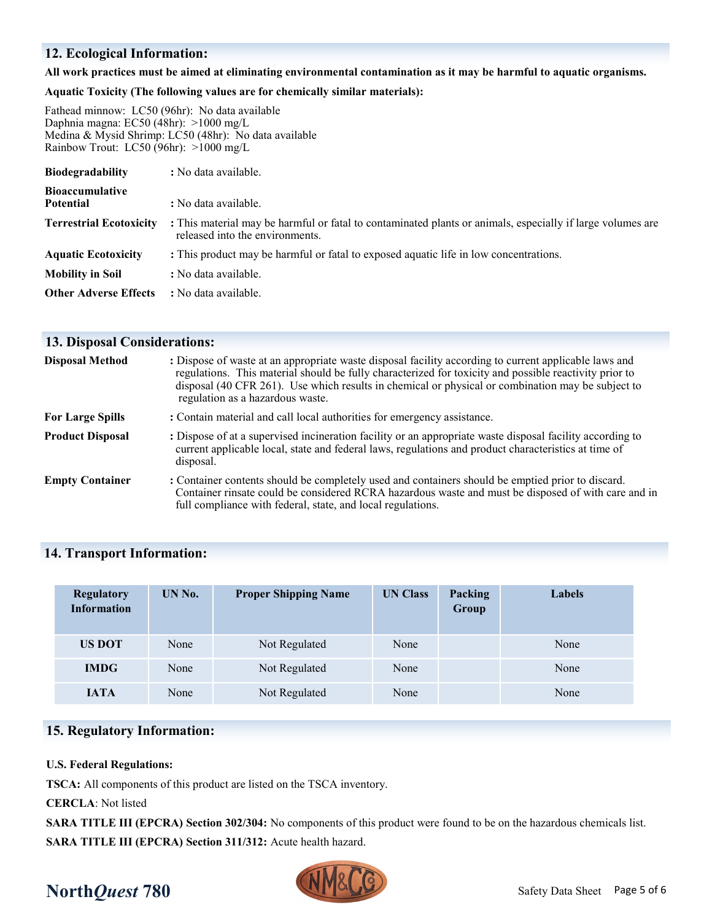## 12. Ecological Information:

**All work practices must be aimed at eliminating environmental contamination as it may be harmful to aquatic organisms.**

**Aquatic Toxicity (The following values are for chemically similar materials):**

Fathead minnow: LC50 (96hr): No data available
Daphnia magna: EC50 (48hr): >1000 mg/L
Medina & Mysid Shrimp: LC50 (48hr): No data available
Rainbow Trout: LC50 (96hr): >1000 mg/L

**Biodegradability** : No data available.

**Bioaccumulative Potential** : No data available.

**Terrestrial Ecotoxicity** : This material may be harmful or fatal to contaminated plants or animals, especially if large volumes are released into the environments.

**Aquatic Ecotoxicity** : This product may be harmful or fatal to exposed aquatic life in low concentrations.

**Mobility in Soil** : No data available.

**Other Adverse Effects** : No data available.

## 13. Disposal Considerations:

**Disposal Method** : Dispose of waste at an appropriate waste disposal facility according to current applicable laws and regulations. This material should be fully characterized for toxicity and possible reactivity prior to disposal (40 CFR 261). Use which results in chemical or physical or combination may be subject to regulation as a hazardous waste.

**For Large Spills** : Contain material and call local authorities for emergency assistance.

**Product Disposal** : Dispose of at a supervised incineration facility or an appropriate waste disposal facility according to current applicable local, state and federal laws, regulations and product characteristics at time of disposal.

**Empty Container** : Container contents should be completely used and containers should be emptied prior to discard. Container rinsate could be considered RCRA hazardous waste and must be disposed of with care and in full compliance with federal, state, and local regulations.

## 14. Transport Information:

| Regulatory Information | UN No. | Proper Shipping Name | UN Class | Packing Group | Labels |
|---|---|---|---|---|---|
| US DOT | None | Not Regulated | None | | None |
| IMDG | None | Not Regulated | None | | None |
| IATA | None | Not Regulated | None | | None |

## 15. Regulatory Information:

**U.S. Federal Regulations:**

**TSCA:** All components of this product are listed on the TSCA inventory.

**CERCLA**: Not listed

**SARA TITLE III (EPCRA) Section 302/304:** No components of this product were found to be on the hazardous chemicals list.

**SARA TITLE III (EPCRA) Section 311/312:** Acute health hazard.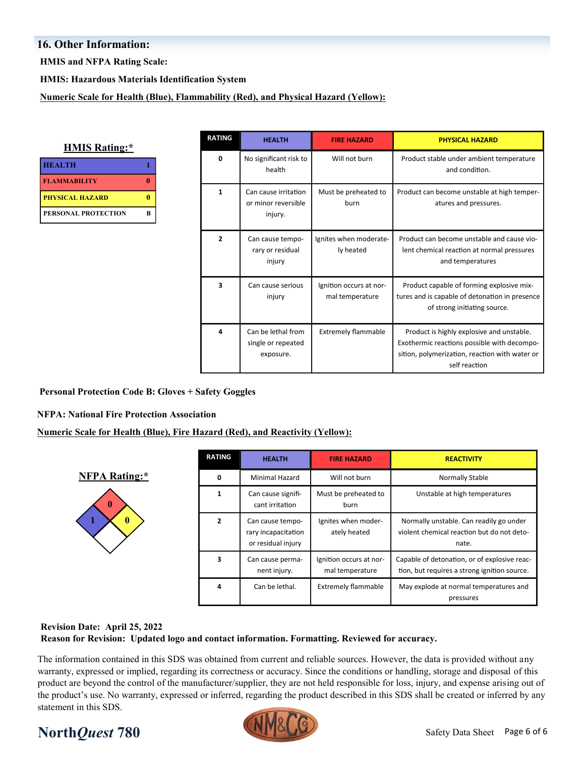## 16. Other Information:

**HMIS and NFPA Rating Scale:**

**HMIS: Hazardous Materials Identification System**

**Numeric Scale for Health (Blue), Flammability (Red), and Physical Hazard (Yellow):**

**HMIS Rating:***

| | |
|---|---|
| HEALTH | 1 |
| FLAMMABILITY | 0 |
| PHYSICAL HAZARD | 0 |
| PERSONAL PROTECTION | B |

| RATING | HEALTH | FIRE HAZARD | PHYSICAL HAZARD |
|---|---|---|---|
| 0 | No significant risk to health | Will not burn | Product stable under ambient temperature and condition. |
| 1 | Can cause irritation or minor reversible injury. | Must be preheated to burn | Product can become unstable at high temperatures and pressures. |
| 2 | Can cause temporary or residual injury | Ignites when moderately heated | Product can become unstable and cause violent chemical reaction at normal pressures and temperatures |
| 3 | Can cause serious injury | Ignition occurs at normal temperature | Product capable of forming explosive mixtures and is capable of detonation in presence of strong initiating source. |
| 4 | Can be lethal from single or repeated exposure. | Extremely flammable | Product is highly explosive and unstable. Exothermic reactions possible with decomposition, polymerization, reaction with water or self reaction |

**Personal Protection Code B: Gloves + Safety Goggles**

**NFPA: National Fire Protection Association**

**Numeric Scale for Health (Blue), Fire Hazard (Red), and Reactivity (Yellow):**

**NFPA Rating:***

Fire: 0
Health: 1
Reactivity: 0

| RATING | HEALTH | FIRE HAZARD | REACTIVITY |
|---|---|---|---|
| 0 | Minimal Hazard | Will not burn | Normally Stable |
| 1 | Can cause significant irritation | Must be preheated to burn | Unstable at high temperatures |
| 2 | Can cause temporary incapacitation or residual injury | Ignites when moderately heated | Normally unstable. Can readily go under violent chemical reaction but do not detonate. |
| 3 | Can cause permanent injury. | Ignition occurs at normal temperature | Capable of detonation, or of explosive reaction, but requires a strong ignition source. |
| 4 | Can be lethal. | Extremely flammable | May explode at normal temperatures and pressures |

**Revision Date: April 25, 2022**
**Reason for Revision: Updated logo and contact information. Formatting. Reviewed for accuracy.**

The information contained in this SDS was obtained from current and reliable sources. However, the data is provided without any warranty, expressed or implied, regarding its correctness or accuracy. Since the conditions or handling, storage and disposal of this product are beyond the control of the manufacturer/supplier, they are not held responsible for loss, injury, and expense arising out of the product's use. No warranty, expressed or inferred, regarding the product described in this SDS shall be created or inferred by any statement in this SDS.